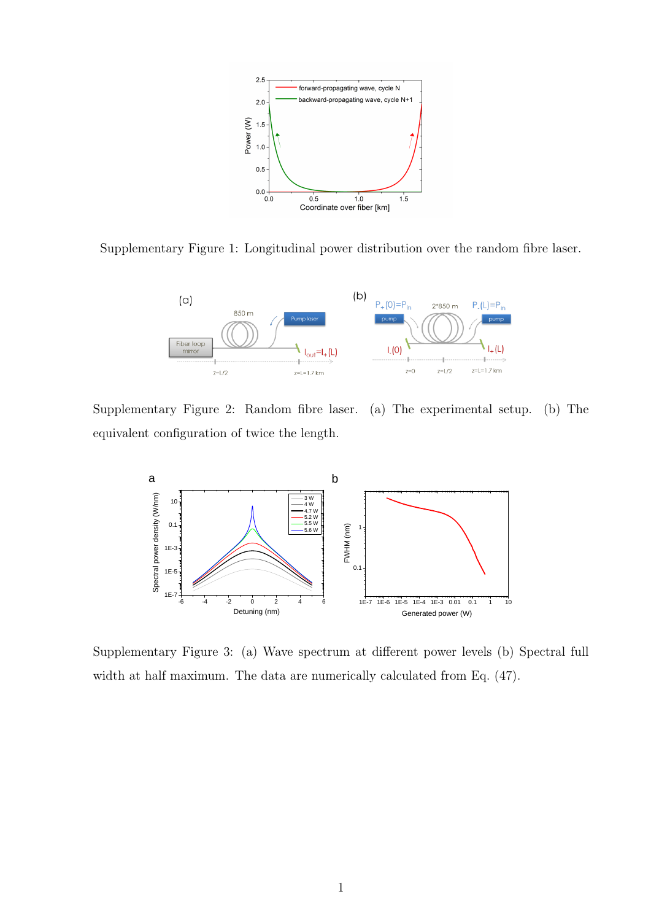Supplementary Figure 1: Longitudinal power distribution over the random fibre laser.

Supplementary Figure 2: Random fibre laser. (a) The experimental setup. (b) The equivalent configuration of twice the length.

Supplementary Figure 3: (a) Wave spectrum at different power levels (b) Spectral full width at half maximum. The data are numerically calculated from Eq. (47).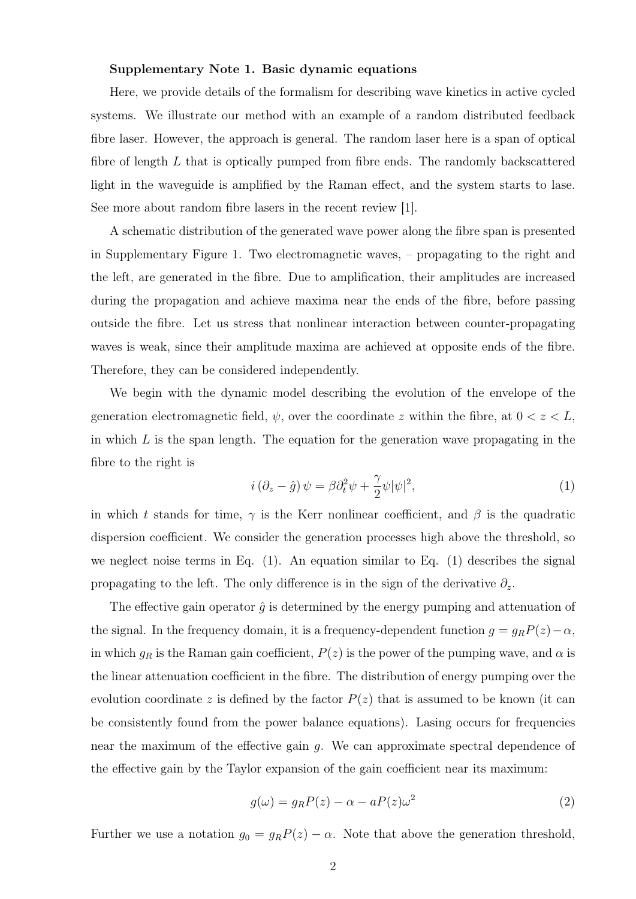**Supplementary Note 1. Basic dynamic equations**

Here, we provide details of the formalism for describing wave kinetics in active cycled systems. We illustrate our method with an example of a random distributed feedback fibre laser. However, the approach is general. The random laser here is a span of optical fibre of length $L$ that is optically pumped from fibre ends. The randomly backscattered light in the waveguide is amplified by the Raman effect, and the system starts to lase. See more about random fibre lasers in the recent review [1].

A schematic distribution of the generated wave power along the fibre span is presented in Supplementary Figure 1. Two electromagnetic waves, – propagating to the right and the left, are generated in the fibre. Due to amplification, their amplitudes are increased during the propagation and achieve maxima near the ends of the fibre, before passing outside the fibre. Let us stress that nonlinear interaction between counter-propagating waves is weak, since their amplitude maxima are achieved at opposite ends of the fibre. Therefore, they can be considered independently.

We begin with the dynamic model describing the evolution of the envelope of the generation electromagnetic field, $\psi$, over the coordinate $z$ within the fibre, at $0 < z < L$, in which $L$ is the span length. The equation for the generation wave propagating in the fibre to the right is

$$i\left(\partial_z - \hat{g}\right)\psi = \beta\partial_t^2\psi + \frac{\gamma}{2}\psi|\psi|^2, \tag{1}$$

in which $t$ stands for time, $\gamma$ is the Kerr nonlinear coefficient, and $\beta$ is the quadratic dispersion coefficient. We consider the generation processes high above the threshold, so we neglect noise terms in Eq. (1). An equation similar to Eq. (1) describes the signal propagating to the left. The only difference is in the sign of the derivative $\partial_z$.

The effective gain operator $\hat{g}$ is determined by the energy pumping and attenuation of the signal. In the frequency domain, it is a frequency-dependent function $g = g_R P(z) - \alpha$, in which $g_R$ is the Raman gain coefficient, $P(z)$ is the power of the pumping wave, and $\alpha$ is the linear attenuation coefficient in the fibre. The distribution of energy pumping over the evolution coordinate $z$ is defined by the factor $P(z)$ that is assumed to be known (it can be consistently found from the power balance equations). Lasing occurs for frequencies near the maximum of the effective gain $g$. We can approximate spectral dependence of the effective gain by the Taylor expansion of the gain coefficient near its maximum:

$$g(\omega) = g_R P(z) - \alpha - aP(z)\omega^2 \tag{2}$$

Further we use a notation $g_0 = g_R P(z) - \alpha$. Note that above the generation threshold,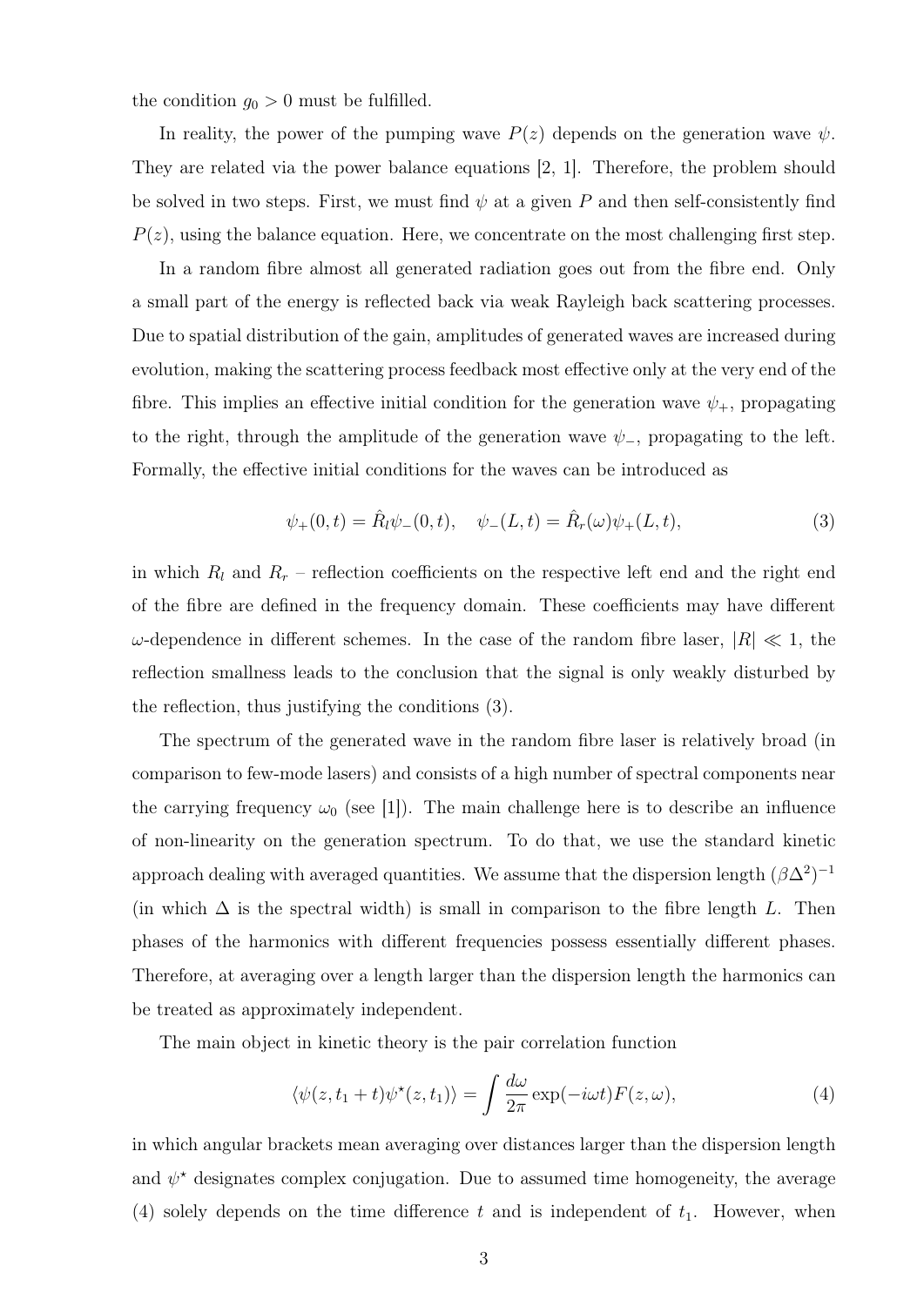the condition $g_0 > 0$ must be fulfilled.

In reality, the power of the pumping wave $P(z)$ depends on the generation wave $\psi$. They are related via the power balance equations [2, 1]. Therefore, the problem should be solved in two steps. First, we must find $\psi$ at a given $P$ and then self-consistently find $P(z)$, using the balance equation. Here, we concentrate on the most challenging first step.

In a random fibre almost all generated radiation goes out from the fibre end. Only a small part of the energy is reflected back via weak Rayleigh back scattering processes. Due to spatial distribution of the gain, amplitudes of generated waves are increased during evolution, making the scattering process feedback most effective only at the very end of the fibre. This implies an effective initial condition for the generation wave $\psi_+$, propagating to the right, through the amplitude of the generation wave $\psi_-$, propagating to the left. Formally, the effective initial conditions for the waves can be introduced as

$$\psi_+(0,t) = \hat{R}_l \psi_-(0,t), \quad \psi_-(L,t) = \hat{R}_r(\omega)\psi_+(L,t), \tag{3}$$

in which $R_l$ and $R_r$ – reflection coefficients on the respective left end and the right end of the fibre are defined in the frequency domain. These coefficients may have different $\omega$-dependence in different schemes. In the case of the random fibre laser, $|R| \ll 1$, the reflection smallness leads to the conclusion that the signal is only weakly disturbed by the reflection, thus justifying the conditions (3).

The spectrum of the generated wave in the random fibre laser is relatively broad (in comparison to few-mode lasers) and consists of a high number of spectral components near the carrying frequency $\omega_0$ (see [1]). The main challenge here is to describe an influence of non-linearity on the generation spectrum. To do that, we use the standard kinetic approach dealing with averaged quantities. We assume that the dispersion length $(\beta\Delta^2)^{-1}$ (in which $\Delta$ is the spectral width) is small in comparison to the fibre length $L$. Then phases of the harmonics with different frequencies possess essentially different phases. Therefore, at averaging over a length larger than the dispersion length the harmonics can be treated as approximately independent.

The main object in kinetic theory is the pair correlation function

$$\langle \psi(z, t_1 + t)\psi^\star(z, t_1)\rangle = \int \frac{d\omega}{2\pi} \exp(-i\omega t) F(z, \omega), \tag{4}$$

in which angular brackets mean averaging over distances larger than the dispersion length and $\psi^\star$ designates complex conjugation. Due to assumed time homogeneity, the average (4) solely depends on the time difference $t$ and is independent of $t_1$. However, when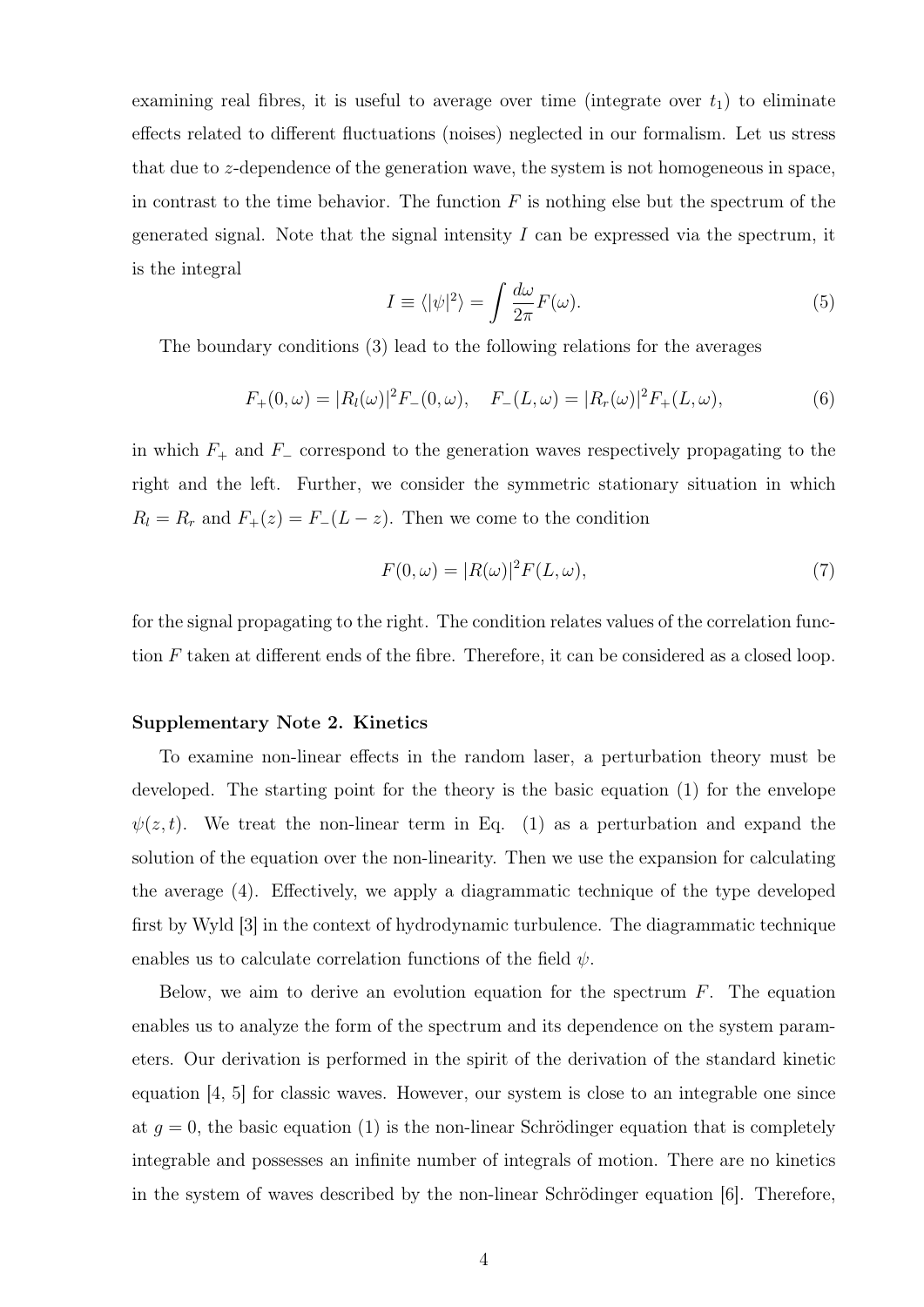examining real fibres, it is useful to average over time (integrate over $t_1$) to eliminate effects related to different fluctuations (noises) neglected in our formalism. Let us stress that due to $z$-dependence of the generation wave, the system is not homogeneous in space, in contrast to the time behavior. The function $F$ is nothing else but the spectrum of the generated signal. Note that the signal intensity $I$ can be expressed via the spectrum, it is the integral

$$I \equiv \langle |\psi|^2 \rangle = \int \frac{d\omega}{2\pi} F(\omega). \tag{5}$$

The boundary conditions (3) lead to the following relations for the averages

$$F_+(0, \omega) = |R_l(\omega)|^2 F_-(0, \omega), \quad F_-(L, \omega) = |R_r(\omega)|^2 F_+(L, \omega), \tag{6}$$

in which $F_+$ and $F_-$ correspond to the generation waves respectively propagating to the right and the left. Further, we consider the symmetric stationary situation in which $R_l = R_r$ and $F_+(z) = F_-(L - z)$. Then we come to the condition

$$F(0, \omega) = |R(\omega)|^2 F(L, \omega), \tag{7}$$

for the signal propagating to the right. The condition relates values of the correlation function $F$ taken at different ends of the fibre. Therefore, it can be considered as a closed loop.

### Supplementary Note 2. Kinetics

To examine non-linear effects in the random laser, a perturbation theory must be developed. The starting point for the theory is the basic equation (1) for the envelope $\psi(z, t)$. We treat the non-linear term in Eq. (1) as a perturbation and expand the solution of the equation over the non-linearity. Then we use the expansion for calculating the average (4). Effectively, we apply a diagrammatic technique of the type developed first by Wyld [3] in the context of hydrodynamic turbulence. The diagrammatic technique enables us to calculate correlation functions of the field $\psi$.

Below, we aim to derive an evolution equation for the spectrum $F$. The equation enables us to analyze the form of the spectrum and its dependence on the system parameters. Our derivation is performed in the spirit of the derivation of the standard kinetic equation [4, 5] for classic waves. However, our system is close to an integrable one since at $g = 0$, the basic equation (1) is the non-linear Schrödinger equation that is completely integrable and possesses an infinite number of integrals of motion. There are no kinetics in the system of waves described by the non-linear Schrödinger equation [6]. Therefore,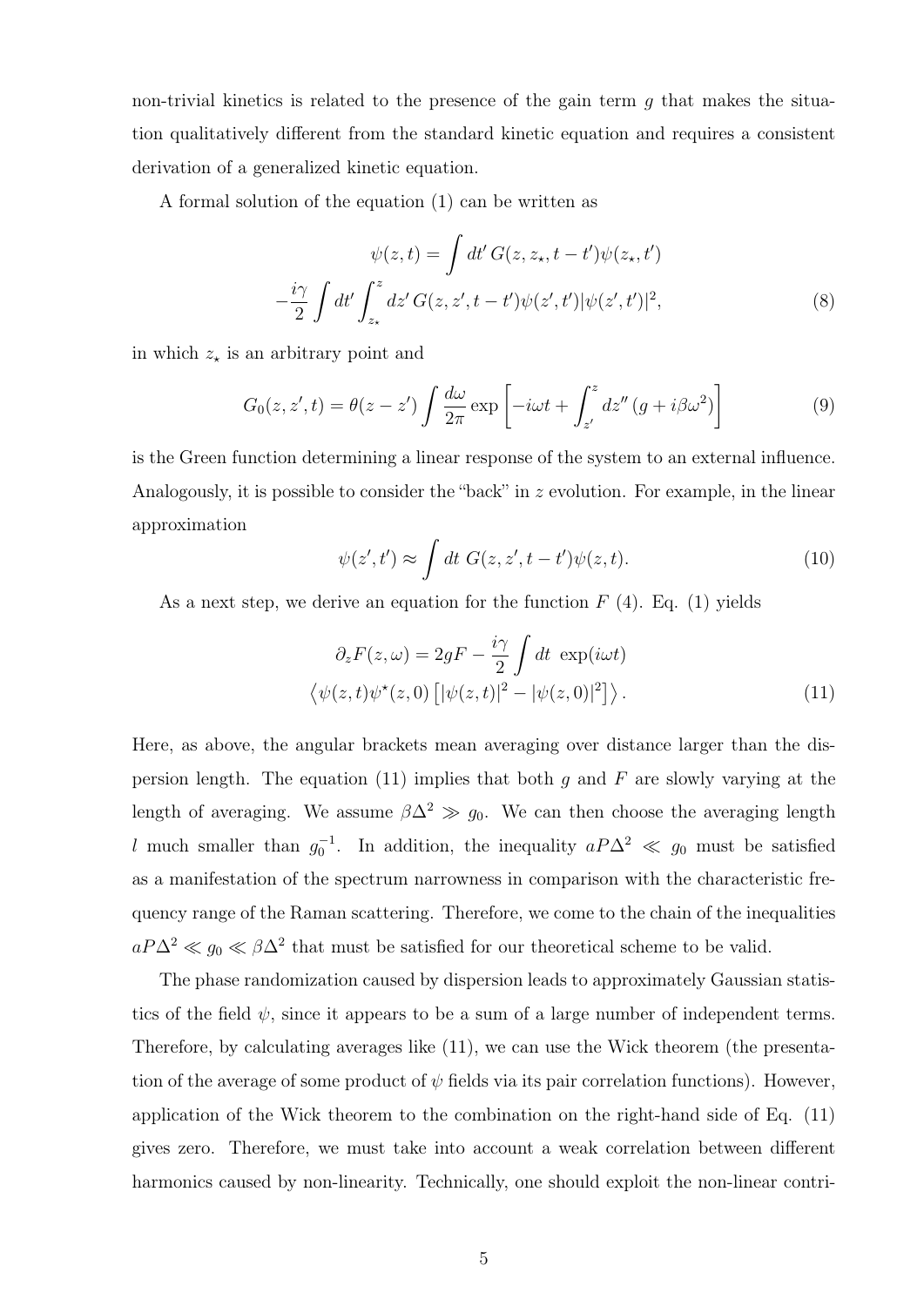non-trivial kinetics is related to the presence of the gain term $g$ that makes the situation qualitatively different from the standard kinetic equation and requires a consistent derivation of a generalized kinetic equation.

A formal solution of the equation (1) can be written as

$$
\begin{aligned}
\psi(z,t) &= \int dt'\, G(z, z_\star, t-t')\psi(z_\star, t') \\
-\frac{i\gamma}{2}\int dt' &\int_{z_\star}^{z} dz'\, G(z, z', t-t')\psi(z', t')|\psi(z', t')|^2,
\end{aligned}
\tag{8}
$$

in which $z_\star$ is an arbitrary point and

$$
G_0(z, z', t) = \theta(z - z') \int \frac{d\omega}{2\pi} \exp\left[-i\omega t + \int_{z'}^{z} dz''\,(g + i\beta\omega^2)\right] \tag{9}
$$

is the Green function determining a linear response of the system to an external influence. Analogously, it is possible to consider the "back" in $z$ evolution. For example, in the linear approximation

$$
\psi(z', t') \approx \int dt\; G(z, z', t-t')\psi(z, t). \tag{10}
$$

As a next step, we derive an equation for the function $F$ (4). Eq. (1) yields

$$
\begin{aligned}
\partial_z F(z,\omega) &= 2gF - \frac{i\gamma}{2}\int dt\; \exp(i\omega t) \\
\big\langle \psi(z,t)\psi^\star(z,0) &\left[|\psi(z,t)|^2 - |\psi(z,0)|^2\right]\big\rangle .
\end{aligned}
\tag{11}
$$

Here, as above, the angular brackets mean averaging over distance larger than the dispersion length. The equation (11) implies that both $g$ and $F$ are slowly varying at the length of averaging. We assume $\beta\Delta^2 \gg g_0$. We can then choose the averaging length $l$ much smaller than $g_0^{-1}$. In addition, the inequality $aP\Delta^2 \ll g_0$ must be satisfied as a manifestation of the spectrum narrowness in comparison with the characteristic frequency range of the Raman scattering. Therefore, we come to the chain of the inequalities $aP\Delta^2 \ll g_0 \ll \beta\Delta^2$ that must be satisfied for our theoretical scheme to be valid.

The phase randomization caused by dispersion leads to approximately Gaussian statistics of the field $\psi$, since it appears to be a sum of a large number of independent terms. Therefore, by calculating averages like (11), we can use the Wick theorem (the presentation of the average of some product of $\psi$ fields via its pair correlation functions). However, application of the Wick theorem to the combination on the right-hand side of Eq. (11) gives zero. Therefore, we must take into account a weak correlation between different harmonics caused by non-linearity. Technically, one should exploit the non-linear contri-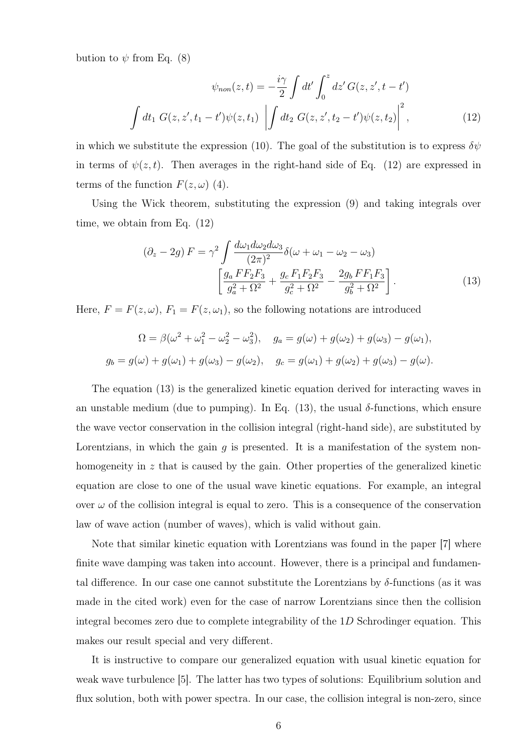bution to $\psi$ from Eq. (8)

$$
\psi_{non}(z,t) = -\frac{i\gamma}{2}\int dt' \int_0^z dz'\, G(z,z',t-t')
$$

$$
\int dt_1\, G(z,z',t_1-t')\psi(z,t_1)\, \left|\int dt_2\, G(z,z',t_2-t')\psi(z,t_2)\right|^2, \tag{12}
$$

in which we substitute the expression (10). The goal of the substitution is to express $\delta\psi$ in terms of $\psi(z,t)$. Then averages in the right-hand side of Eq. (12) are expressed in terms of the function $F(z,\omega)$ (4).

Using the Wick theorem, substituting the expression (9) and taking integrals over time, we obtain from Eq. (12)

$$
(\partial_z - 2g)\, F = \gamma^2 \int \frac{d\omega_1 d\omega_2 d\omega_3}{(2\pi)^2}\delta(\omega+\omega_1-\omega_2-\omega_3)
$$

$$
\left[\frac{g_a\, F F_2 F_3}{g_a^2+\Omega^2} + \frac{g_c\, F_1 F_2 F_3}{g_c^2+\Omega^2} - \frac{2g_b\, F F_1 F_3}{g_b^2+\Omega^2}\right]. \tag{13}
$$

Here, $F = F(z,\omega)$, $F_1 = F(z,\omega_1)$, so the following notations are introduced

$$
\Omega = \beta(\omega^2+\omega_1^2-\omega_2^2-\omega_3^2), \quad g_a = g(\omega)+g(\omega_2)+g(\omega_3)-g(\omega_1),
$$

$$
g_b = g(\omega)+g(\omega_1)+g(\omega_3)-g(\omega_2), \quad g_c = g(\omega_1)+g(\omega_2)+g(\omega_3)-g(\omega).
$$

The equation (13) is the generalized kinetic equation derived for interacting waves in an unstable medium (due to pumping). In Eq. (13), the usual $\delta$-functions, which ensure the wave vector conservation in the collision integral (right-hand side), are substituted by Lorentzians, in which the gain $g$ is presented. It is a manifestation of the system non-homogeneity in $z$ that is caused by the gain. Other properties of the generalized kinetic equation are close to one of the usual wave kinetic equations. For example, an integral over $\omega$ of the collision integral is equal to zero. This is a consequence of the conservation law of wave action (number of waves), which is valid without gain.

Note that similar kinetic equation with Lorentzians was found in the paper [7] where finite wave damping was taken into account. However, there is a principal and fundamental difference. In our case one cannot substitute the Lorentzians by $\delta$-functions (as it was made in the cited work) even for the case of narrow Lorentzians since then the collision integral becomes zero due to complete integrability of the $1D$ Schrodinger equation. This makes our result special and very different.

It is instructive to compare our generalized equation with usual kinetic equation for weak wave turbulence [5]. The latter has two types of solutions: Equilibrium solution and flux solution, both with power spectra. In our case, the collision integral is non-zero, since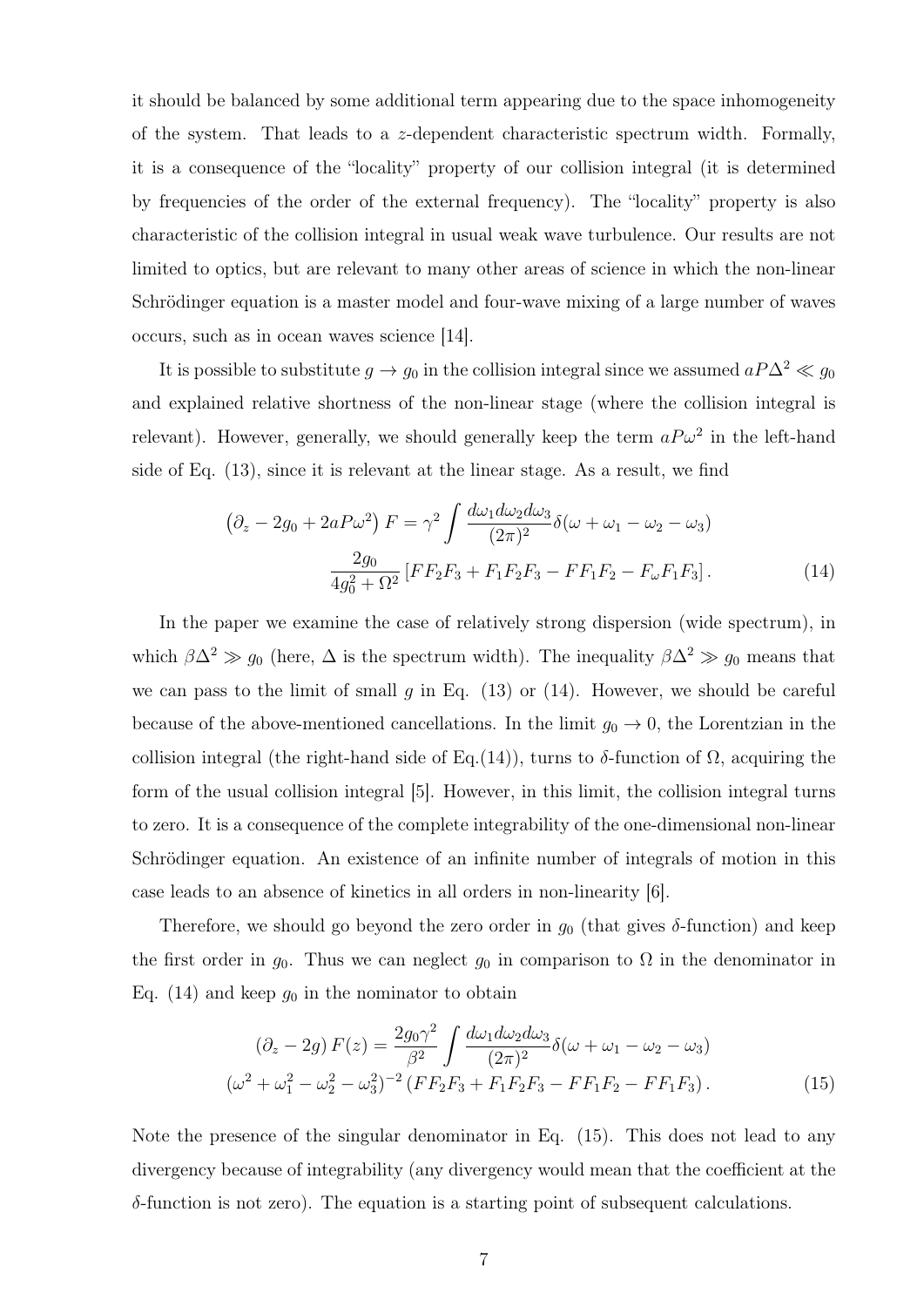it should be balanced by some additional term appearing due to the space inhomogeneity of the system. That leads to a $z$-dependent characteristic spectrum width. Formally, it is a consequence of the "locality" property of our collision integral (it is determined by frequencies of the order of the external frequency). The "locality" property is also characteristic of the collision integral in usual weak wave turbulence. Our results are not limited to optics, but are relevant to many other areas of science in which the non-linear Schrödinger equation is a master model and four-wave mixing of a large number of waves occurs, such as in ocean waves science [14].

It is possible to substitute $g \to g_0$ in the collision integral since we assumed $aP\Delta^2 \ll g_0$ and explained relative shortness of the non-linear stage (where the collision integral is relevant). However, generally, we should generally keep the term $aP\omega^2$ in the left-hand side of Eq. (13), since it is relevant at the linear stage. As a result, we find

$$\left(\partial_z - 2g_0 + 2aP\omega^2\right) F = \gamma^2 \int \frac{d\omega_1 d\omega_2 d\omega_3}{(2\pi)^2} \delta(\omega + \omega_1 - \omega_2 - \omega_3)$$
$$\frac{2g_0}{4g_0^2 + \Omega^2} \left[FF_2F_3 + F_1F_2F_3 - FF_1F_2 - F_\omega F_1F_3\right]. \tag{14}$$

In the paper we examine the case of relatively strong dispersion (wide spectrum), in which $\beta\Delta^2 \gg g_0$ (here, $\Delta$ is the spectrum width). The inequality $\beta\Delta^2 \gg g_0$ means that we can pass to the limit of small $g$ in Eq. (13) or (14). However, we should be careful because of the above-mentioned cancellations. In the limit $g_0 \to 0$, the Lorentzian in the collision integral (the right-hand side of Eq.(14)), turns to $\delta$-function of $\Omega$, acquiring the form of the usual collision integral [5]. However, in this limit, the collision integral turns to zero. It is a consequence of the complete integrability of the one-dimensional non-linear Schrödinger equation. An existence of an infinite number of integrals of motion in this case leads to an absence of kinetics in all orders in non-linearity [6].

Therefore, we should go beyond the zero order in $g_0$ (that gives $\delta$-function) and keep the first order in $g_0$. Thus we can neglect $g_0$ in comparison to $\Omega$ in the denominator in Eq. (14) and keep $g_0$ in the nominator to obtain

$$\left(\partial_z - 2g\right) F(z) = \frac{2g_0\gamma^2}{\beta^2} \int \frac{d\omega_1 d\omega_2 d\omega_3}{(2\pi)^2} \delta(\omega + \omega_1 - \omega_2 - \omega_3)$$
$$(\omega^2 + \omega_1^2 - \omega_2^2 - \omega_3^2)^{-2} \left(FF_2F_3 + F_1F_2F_3 - FF_1F_2 - FF_1F_3\right). \tag{15}$$

Note the presence of the singular denominator in Eq. (15). This does not lead to any divergency because of integrability (any divergency would mean that the coefficient at the $\delta$-function is not zero). The equation is a starting point of subsequent calculations.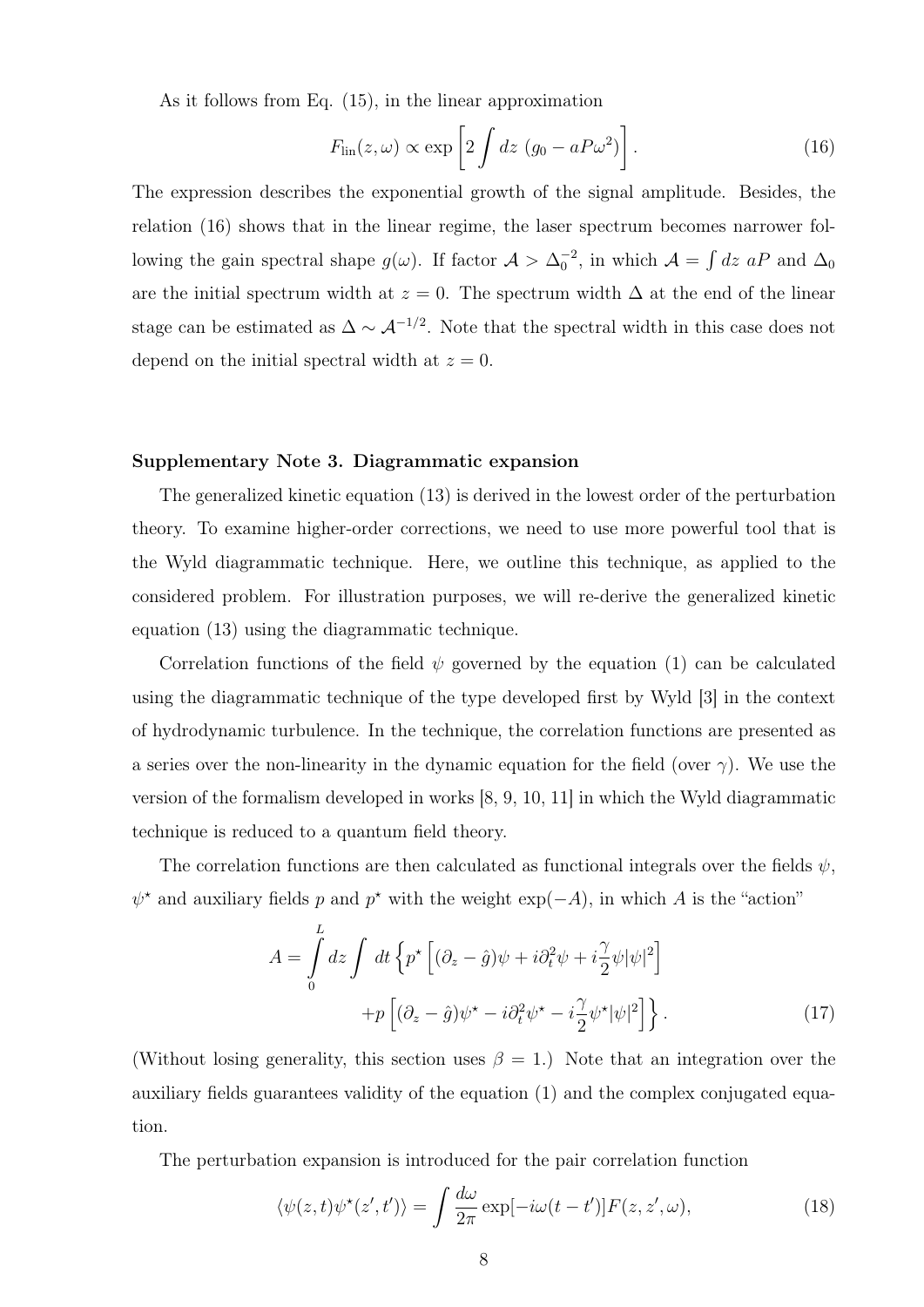As it follows from Eq. (15), in the linear approximation

$$F_{\rm lin}(z,\omega) \propto \exp\left[2\int dz\,\left(g_0 - aP\omega^2\right)\right]. \tag{16}$$

The expression describes the exponential growth of the signal amplitude. Besides, the relation (16) shows that in the linear regime, the laser spectrum becomes narrower following the gain spectral shape $g(\omega)$. If factor $\mathcal{A} > \Delta_0^{-2}$, in which $\mathcal{A} = \int dz\; aP$ and $\Delta_0$ are the initial spectrum width at $z = 0$. The spectrum width $\Delta$ at the end of the linear stage can be estimated as $\Delta \sim \mathcal{A}^{-1/2}$. Note that the spectral width in this case does not depend on the initial spectral width at $z = 0$.

## Supplementary Note 3. Diagrammatic expansion

The generalized kinetic equation (13) is derived in the lowest order of the perturbation theory. To examine higher-order corrections, we need to use more powerful tool that is the Wyld diagrammatic technique. Here, we outline this technique, as applied to the considered problem. For illustration purposes, we will re-derive the generalized kinetic equation (13) using the diagrammatic technique.

Correlation functions of the field $\psi$ governed by the equation (1) can be calculated using the diagrammatic technique of the type developed first by Wyld [3] in the context of hydrodynamic turbulence. In the technique, the correlation functions are presented as a series over the non-linearity in the dynamic equation for the field (over $\gamma$). We use the version of the formalism developed in works [8, 9, 10, 11] in which the Wyld diagrammatic technique is reduced to a quantum field theory.

The correlation functions are then calculated as functional integrals over the fields $\psi$, $\psi^\star$ and auxiliary fields $p$ and $p^\star$ with the weight $\exp(-A)$, in which $A$ is the "action"

$$\begin{aligned} A = \int_0^L dz \int dt\, \Big\{ & p^\star\left[(\partial_z - \hat{g})\psi + i\partial_t^2\psi + i\frac{\gamma}{2}\psi|\psi|^2\right] \\ & + p\left[(\partial_z - \hat{g})\psi^\star - i\partial_t^2\psi^\star - i\frac{\gamma}{2}\psi^\star|\psi|^2\right]\Big\}. \end{aligned} \tag{17}$$

(Without losing generality, this section uses $\beta = 1$.) Note that an integration over the auxiliary fields guarantees validity of the equation (1) and the complex conjugated equation.

The perturbation expansion is introduced for the pair correlation function

$$\langle\psi(z,t)\psi^\star(z',t')\rangle = \int \frac{d\omega}{2\pi}\exp[-i\omega(t-t')]F(z,z',\omega), \tag{18}$$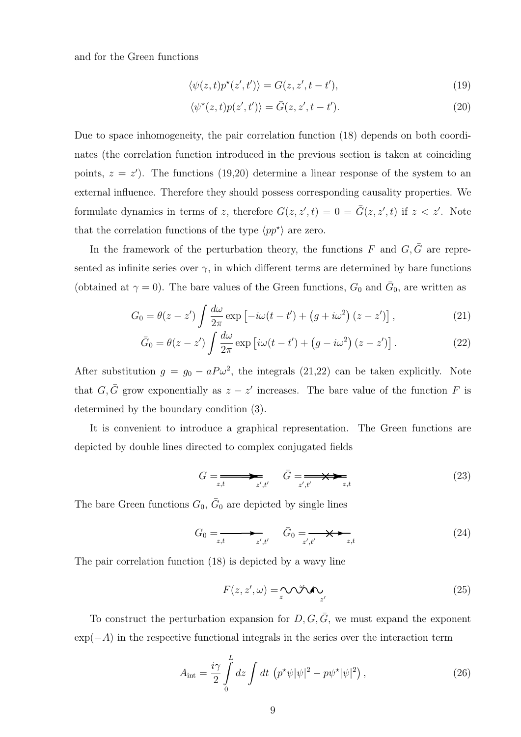and for the Green functions

$$
\langle \psi(z,t) p^\star(z',t') \rangle = G(z,z',t-t'), \tag{19}
$$

$$
\langle \psi^\star(z,t) p(z',t') \rangle = \bar{G}(z,z',t-t'). \tag{20}
$$

Due to space inhomogeneity, the pair correlation function (18) depends on both coordinates (the correlation function introduced in the previous section is taken at coinciding points, $z = z'$). The functions (19,20) determine a linear response of the system to an external influence. Therefore they should possess corresponding causality properties. We formulate dynamics in terms of $z$, therefore $G(z,z',t) = 0 = \bar{G}(z,z',t)$ if $z < z'$. Note that the correlation functions of the type $\langle pp^\star \rangle$ are zero.

In the framework of the perturbation theory, the functions $F$ and $G, \bar{G}$ are represented as infinite series over $\gamma$, in which different terms are determined by bare functions (obtained at $\gamma = 0$). The bare values of the Green functions, $G_0$ and $\bar{G}_0$, are written as

$$
G_0 = \theta(z-z') \int \frac{d\omega}{2\pi} \exp\left[-i\omega(t-t') + \left(g + i\omega^2\right)(z-z')\right], \tag{21}
$$

$$
\bar{G}_0 = \theta(z-z') \int \frac{d\omega}{2\pi} \exp\left[i\omega(t-t') + \left(g - i\omega^2\right)(z-z')\right]. \tag{22}
$$

After substitution $g = g_0 - aP\omega^2$, the integrals (21,22) can be taken explicitly. Note that $G, \bar{G}$ grow exponentially as $z - z'$ increases. The bare value of the function $F$ is determined by the boundary condition (3).

It is convenient to introduce a graphical representation. The Green functions are depicted by double lines directed to complex conjugated fields

$$
G = \underset{z,t \qquad\quad z',t'}{\Longrightarrow} \qquad \bar{G} = \underset{z',t' \qquad\quad z,t}{\Longrightarrow\!\!\times} \tag{23}
$$

The bare Green functions $G_0$, $\bar{G}_0$ are depicted by single lines

$$
G_0 = \underset{z,t \qquad\quad z',t'}{\longrightarrow} \qquad \bar{G}_0 = \underset{z',t' \qquad\quad z,t}{\longrightarrow\!\!\times} \tag{24}
$$

The pair correlation function (18) is depicted by a wavy line

$$
F(z,z',\omega) = \underset{z \qquad\quad z'}{\sim\!\sim\!\sim} \tag{25}
$$

To construct the perturbation expansion for $D, G, \bar{G}$, we must expand the exponent $\exp(-A)$ in the respective functional integrals in the series over the interaction term

$$
A_{\text{int}} = \frac{i\gamma}{2} \int_0^L dz \int dt \, \left(p^\star \psi |\psi|^2 - p \psi^\star |\psi|^2\right), \tag{26}
$$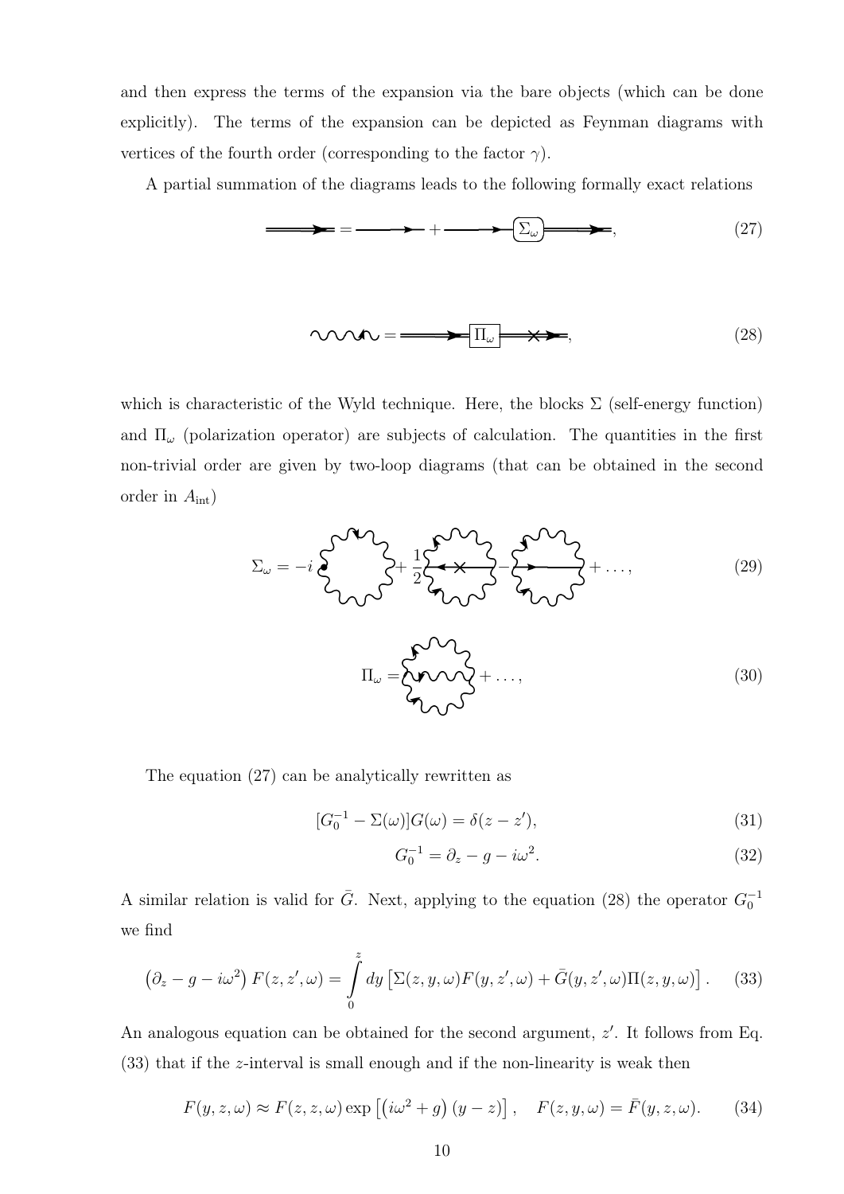and then express the terms of the expansion via the bare objects (which can be done explicitly). The terms of the expansion can be depicted as Feynman diagrams with vertices of the fourth order (corresponding to the factor $\gamma$).

A partial summation of the diagrams leads to the following formally exact relations

$$(27)$$

$$(28)$$

which is characteristic of the Wyld technique. Here, the blocks $\Sigma$ (self-energy function) and $\Pi_\omega$ (polarization operator) are subjects of calculation. The quantities in the first non-trivial order are given by two-loop diagrams (that can be obtained in the second order in $A_{\rm int}$)

$$\Sigma_\omega = -i \quad + \frac{1}{2} \quad - \quad + \ldots, \tag{29}$$

$$\Pi_\omega = \quad + \ldots, \tag{30}$$

The equation (27) can be analytically rewritten as

$$[G_0^{-1} - \Sigma(\omega)]G(\omega) = \delta(z - z'), \tag{31}$$

$$G_0^{-1} = \partial_z - g - i\omega^2. \tag{32}$$

A similar relation is valid for $\bar{G}$. Next, applying to the equation (28) the operator $G_0^{-1}$ we find

$$\left(\partial_z - g - i\omega^2\right) F(z, z', \omega) = \int\limits_0^z dy \left[\Sigma(z, y, \omega) F(y, z', \omega) + \bar{G}(y, z', \omega) \Pi(z, y, \omega)\right]. \tag{33}$$

An analogous equation can be obtained for the second argument, $z'$. It follows from Eq. (33) that if the $z$-interval is small enough and if the non-linearity is weak then

$$F(y, z, \omega) \approx F(z, z, \omega) \exp\left[\left(i\omega^2 + g\right)(y - z)\right], \quad F(z, y, \omega) = \bar{F}(y, z, \omega). \tag{34}$$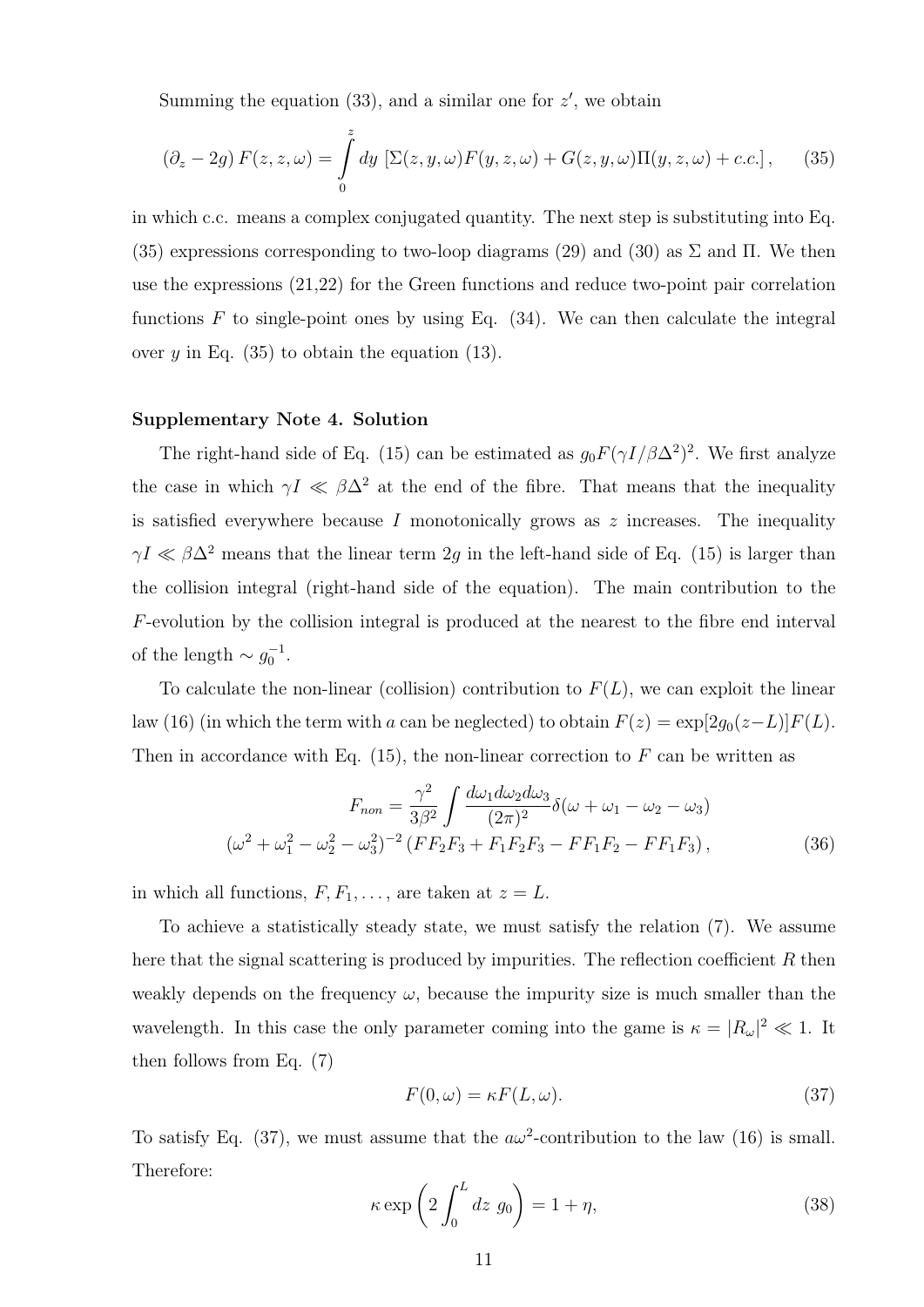Summing the equation (33), and a similar one for $z'$, we obtain

$$
\left(\partial_z - 2g\right) F(z,z,\omega) = \int\limits_0^z dy \, \left[\Sigma(z,y,\omega)F(y,z,\omega) + G(z,y,\omega)\Pi(y,z,\omega) + c.c.\right], \qquad (35)
$$

in which c.c. means a complex conjugated quantity. The next step is substituting into Eq. (35) expressions corresponding to two-loop diagrams (29) and (30) as $\Sigma$ and $\Pi$. We then use the expressions (21,22) for the Green functions and reduce two-point pair correlation functions $F$ to single-point ones by using Eq. (34). We can then calculate the integral over $y$ in Eq. (35) to obtain the equation (13).

### Supplementary Note 4. Solution

The right-hand side of Eq. (15) can be estimated as $g_0 F(\gamma I/\beta\Delta^2)^2$. We first analyze the case in which $\gamma I \ll \beta\Delta^2$ at the end of the fibre. That means that the inequality is satisfied everywhere because $I$ monotonically grows as $z$ increases. The inequality $\gamma I \ll \beta\Delta^2$ means that the linear term $2g$ in the left-hand side of Eq. (15) is larger than the collision integral (right-hand side of the equation). The main contribution to the $F$-evolution by the collision integral is produced at the nearest to the fibre end interval of the length $\sim g_0^{-1}$.

To calculate the non-linear (collision) contribution to $F(L)$, we can exploit the linear law (16) (in which the term with $a$ can be neglected) to obtain $F(z) = \exp[2g_0(z-L)]F(L)$. Then in accordance with Eq. (15), the non-linear correction to $F$ can be written as

$$
\begin{aligned}
F_{non} = \frac{\gamma^2}{3\beta^2} \int \frac{d\omega_1 d\omega_2 d\omega_3}{(2\pi)^2} \delta(\omega + \omega_1 - \omega_2 - \omega_3) \\
\left(\omega^2 + \omega_1^2 - \omega_2^2 - \omega_3^2\right)^{-2} \left(F F_2 F_3 + F_1 F_2 F_3 - F F_1 F_2 - F F_1 F_3\right),
\end{aligned} \qquad (36)
$$

in which all functions, $F, F_1, \dots$, are taken at $z = L$.

To achieve a statistically steady state, we must satisfy the relation (7). We assume here that the signal scattering is produced by impurities. The reflection coefficient $R$ then weakly depends on the frequency $\omega$, because the impurity size is much smaller than the wavelength. In this case the only parameter coming into the game is $\kappa = |R_\omega|^2 \ll 1$. It then follows from Eq. (7)

$$
F(0,\omega) = \kappa F(L,\omega). \qquad (37)
$$

To satisfy Eq. (37), we must assume that the $a\omega^2$-contribution to the law (16) is small. Therefore:

$$
\kappa \exp\left(2\int_0^L dz \; g_0\right) = 1 + \eta, \qquad (38)
$$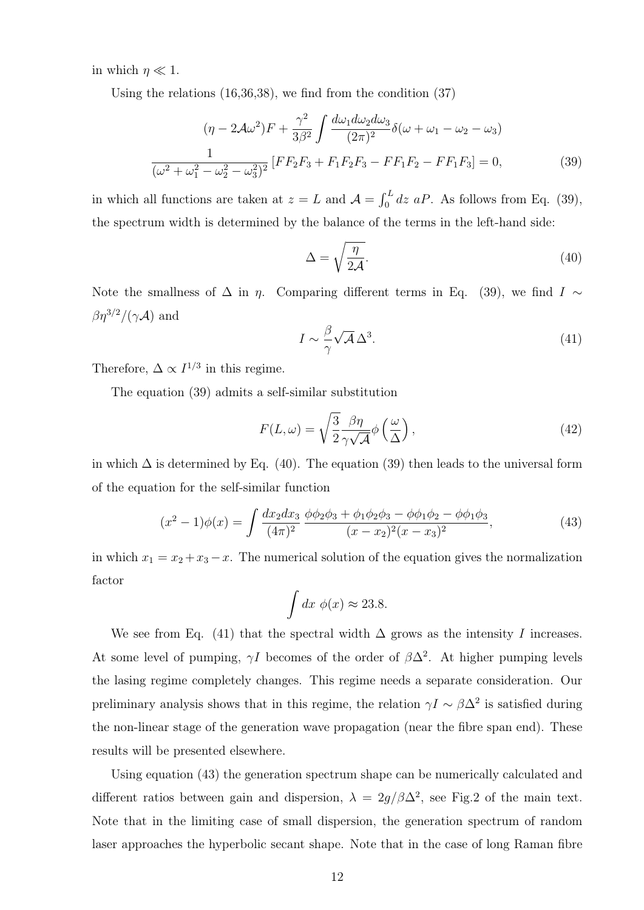in which $\eta \ll 1$.

Using the relations (16,36,38), we find from the condition (37)

$$(\eta - 2\mathcal{A}\omega^2)F + \frac{\gamma^2}{3\beta^2}\int \frac{d\omega_1 d\omega_2 d\omega_3}{(2\pi)^2}\delta(\omega + \omega_1 - \omega_2 - \omega_3)$$
$$\frac{1}{(\omega^2 + \omega_1^2 - \omega_2^2 - \omega_3^2)^2}\left[FF_2F_3 + F_1F_2F_3 - FF_1F_2 - FF_1F_3\right] = 0, \tag{39}$$

in which all functions are taken at $z = L$ and $\mathcal{A} = \int_0^L dz\ aP$. As follows from Eq. (39), the spectrum width is determined by the balance of the terms in the left-hand side:

$$\Delta = \sqrt{\frac{\eta}{2\mathcal{A}}}. \tag{40}$$

Note the smallness of $\Delta$ in $\eta$. Comparing different terms in Eq. (39), we find $I \sim \beta\eta^{3/2}/(\gamma\mathcal{A})$ and

$$I \sim \frac{\beta}{\gamma}\sqrt{\mathcal{A}}\,\Delta^3. \tag{41}$$

Therefore, $\Delta \propto I^{1/3}$ in this regime.

The equation (39) admits a self-similar substitution

$$F(L,\omega) = \sqrt{\frac{3}{2}}\frac{\beta\eta}{\gamma\sqrt{\mathcal{A}}}\phi\left(\frac{\omega}{\Delta}\right), \tag{42}$$

in which $\Delta$ is determined by Eq. (40). The equation (39) then leads to the universal form of the equation for the self-similar function

$$(x^2 - 1)\phi(x) = \int \frac{dx_2 dx_3}{(4\pi)^2}\,\frac{\phi\phi_2\phi_3 + \phi_1\phi_2\phi_3 - \phi\phi_1\phi_2 - \phi\phi_1\phi_3}{(x - x_2)^2(x - x_3)^2}, \tag{43}$$

in which $x_1 = x_2 + x_3 - x$. The numerical solution of the equation gives the normalization factor

$$\int dx\ \phi(x) \approx 23.8.$$

We see from Eq. (41) that the spectral width $\Delta$ grows as the intensity $I$ increases. At some level of pumping, $\gamma I$ becomes of the order of $\beta\Delta^2$. At higher pumping levels the lasing regime completely changes. This regime needs a separate consideration. Our preliminary analysis shows that in this regime, the relation $\gamma I \sim \beta\Delta^2$ is satisfied during the non-linear stage of the generation wave propagation (near the fibre span end). These results will be presented elsewhere.

Using equation (43) the generation spectrum shape can be numerically calculated and different ratios between gain and dispersion, $\lambda = 2g/\beta\Delta^2$, see Fig.2 of the main text. Note that in the limiting case of small dispersion, the generation spectrum of random laser approaches the hyperbolic secant shape. Note that in the case of long Raman fibre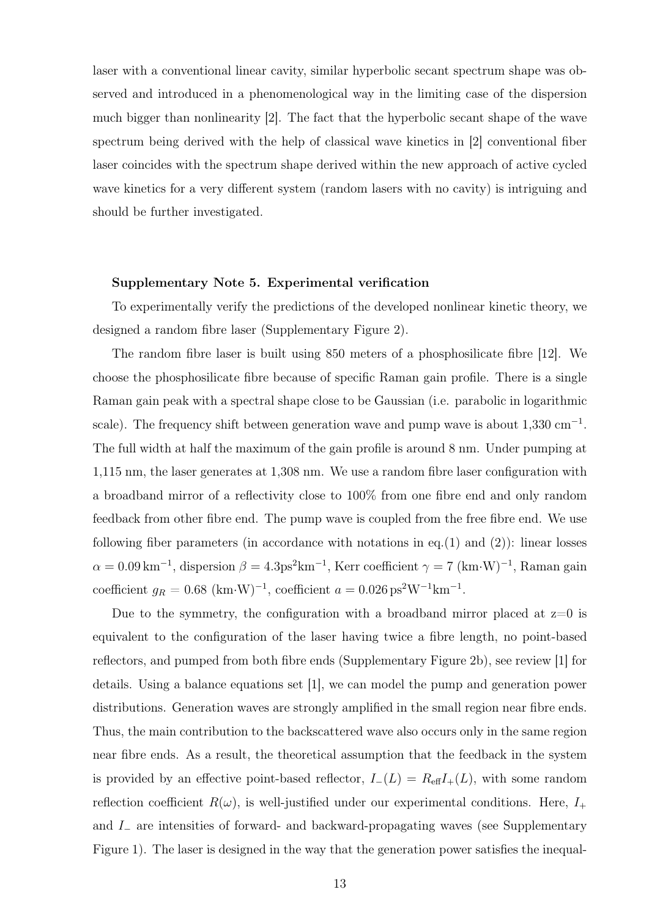laser with a conventional linear cavity, similar hyperbolic secant spectrum shape was observed and introduced in a phenomenological way in the limiting case of the dispersion much bigger than nonlinearity [2]. The fact that the hyperbolic secant shape of the wave spectrum being derived with the help of classical wave kinetics in [2] conventional fiber laser coincides with the spectrum shape derived within the new approach of active cycled wave kinetics for a very different system (random lasers with no cavity) is intriguing and should be further investigated.

**Supplementary Note 5. Experimental verification**

To experimentally verify the predictions of the developed nonlinear kinetic theory, we designed a random fibre laser (Supplementary Figure 2).

The random fibre laser is built using 850 meters of a phosphosilicate fibre [12]. We choose the phosphosilicate fibre because of specific Raman gain profile. There is a single Raman gain peak with a spectral shape close to be Gaussian (i.e. parabolic in logarithmic scale). The frequency shift between generation wave and pump wave is about 1,330 $\mathrm{cm}^{-1}$. The full width at half the maximum of the gain profile is around 8 nm. Under pumping at 1,115 nm, the laser generates at 1,308 nm. We use a random fibre laser configuration with a broadband mirror of a reflectivity close to 100% from one fibre end and only random feedback from other fibre end. The pump wave is coupled from the free fibre end. We use following fiber parameters (in accordance with notations in eq.(1) and (2)): linear losses $\alpha = 0.09\,\mathrm{km}^{-1}$, dispersion $\beta = 4.3\mathrm{ps}^2\mathrm{km}^{-1}$, Kerr coefficient $\gamma = 7$ $(\mathrm{km}{\cdot}\mathrm{W})^{-1}$, Raman gain coefficient $g_R = 0.68$ $(\mathrm{km}{\cdot}\mathrm{W})^{-1}$, coefficient $a = 0.026\,\mathrm{ps}^2\mathrm{W}^{-1}\mathrm{km}^{-1}$.

Due to the symmetry, the configuration with a broadband mirror placed at z=0 is equivalent to the configuration of the laser having twice a fibre length, no point-based reflectors, and pumped from both fibre ends (Supplementary Figure 2b), see review [1] for details. Using a balance equations set [1], we can model the pump and generation power distributions. Generation waves are strongly amplified in the small region near fibre ends. Thus, the main contribution to the backscattered wave also occurs only in the same region near fibre ends. As a result, the theoretical assumption that the feedback in the system is provided by an effective point-based reflector, $I_-(L) = R_{\mathrm{eff}} I_+(L)$, with some random reflection coefficient $R(\omega)$, is well-justified under our experimental conditions. Here, $I_+$ and $I_-$ are intensities of forward- and backward-propagating waves (see Supplementary Figure 1). The laser is designed in the way that the generation power satisfies the inequal-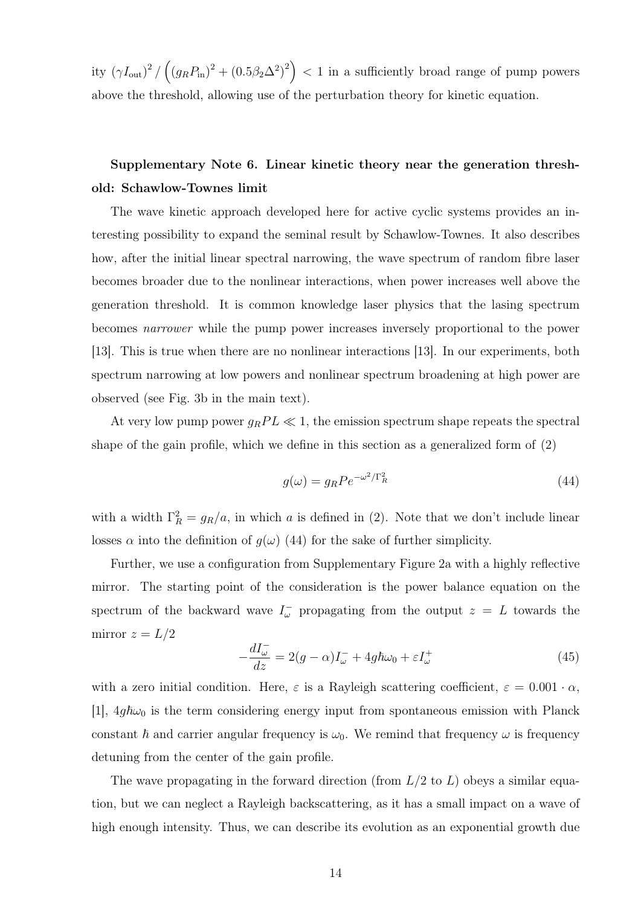ity $(\gamma I_{\text{out}})^2 / \left((g_R P_{\text{in}})^2 + (0.5\beta_2\Delta^2)^2\right) < 1$ in a sufficiently broad range of pump powers above the threshold, allowing use of the perturbation theory for kinetic equation.

## Supplementary Note 6. Linear kinetic theory near the generation threshold: Schawlow-Townes limit

The wave kinetic approach developed here for active cyclic systems provides an interesting possibility to expand the seminal result by Schawlow-Townes. It also describes how, after the initial linear spectral narrowing, the wave spectrum of random fibre laser becomes broader due to the nonlinear interactions, when power increases well above the generation threshold. It is common knowledge laser physics that the lasing spectrum becomes *narrower* while the pump power increases inversely proportional to the power [13]. This is true when there are no nonlinear interactions [13]. In our experiments, both spectrum narrowing at low powers and nonlinear spectrum broadening at high power are observed (see Fig. 3b in the main text).

At very low pump power $g_R PL \ll 1$, the emission spectrum shape repeats the spectral shape of the gain profile, which we define in this section as a generalized form of (2)

$$g(\omega) = g_R P e^{-\omega^2/\Gamma_R^2} \tag{44}$$

with a width $\Gamma_R^2 = g_R/a$, in which $a$ is defined in (2). Note that we don't include linear losses $\alpha$ into the definition of $g(\omega)$ (44) for the sake of further simplicity.

Further, we use a configuration from Supplementary Figure 2a with a highly reflective mirror. The starting point of the consideration is the power balance equation on the spectrum of the backward wave $I_\omega^-$ propagating from the output $z = L$ towards the mirror $z = L/2$

$$-\frac{dI_\omega^-}{dz} = 2(g - \alpha)I_\omega^- + 4g\hbar\omega_0 + \varepsilon I_\omega^+ \tag{45}$$

with a zero initial condition. Here, $\varepsilon$ is a Rayleigh scattering coefficient, $\varepsilon = 0.001 \cdot \alpha$, [1], $4g\hbar\omega_0$ is the term considering energy input from spontaneous emission with Planck constant $\hbar$ and carrier angular frequency is $\omega_0$. We remind that frequency $\omega$ is frequency detuning from the center of the gain profile.

The wave propagating in the forward direction (from $L/2$ to $L$) obeys a similar equation, but we can neglect a Rayleigh backscattering, as it has a small impact on a wave of high enough intensity. Thus, we can describe its evolution as an exponential growth due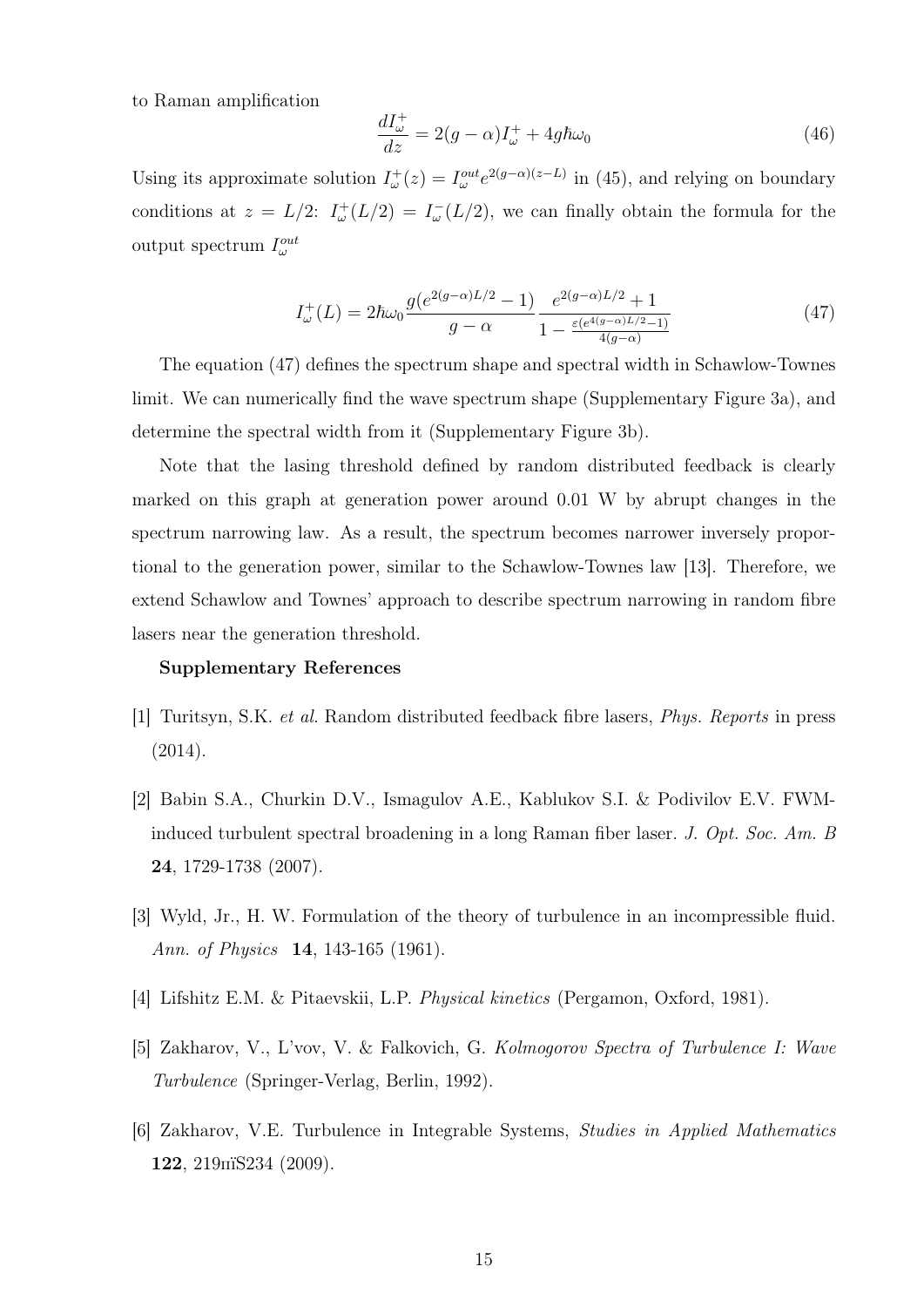to Raman amplification

$$\frac{dI^+_\omega}{dz} = 2(g-\alpha)I^+_\omega + 4g\hbar\omega_0 \tag{46}$$

Using its approximate solution $I^+_\omega(z) = I^{out}_\omega e^{2(g-\alpha)(z-L)}$ in (45), and relying on boundary conditions at $z = L/2$: $I^+_\omega(L/2) = I^-_\omega(L/2)$, we can finally obtain the formula for the output spectrum $I^{out}_\omega$

$$I^+_\omega(L) = 2\hbar\omega_0 \frac{g(e^{2(g-\alpha)L/2}-1)}{g-\alpha} \frac{e^{2(g-\alpha)L/2}+1}{1-\frac{\varepsilon(e^{4(g-\alpha)L/2}-1)}{4(g-\alpha)}} \tag{47}$$

The equation (47) defines the spectrum shape and spectral width in Schawlow-Townes limit. We can numerically find the wave spectrum shape (Supplementary Figure 3a), and determine the spectral width from it (Supplementary Figure 3b).

Note that the lasing threshold defined by random distributed feedback is clearly marked on this graph at generation power around 0.01 W by abrupt changes in the spectrum narrowing law. As a result, the spectrum becomes narrower inversely proportional to the generation power, similar to the Schawlow-Townes law [13]. Therefore, we extend Schawlow and Townes' approach to describe spectrum narrowing in random fibre lasers near the generation threshold.

**Supplementary References**

[1] Turitsyn, S.K. *et al.* Random distributed feedback fibre lasers, *Phys. Reports* in press (2014).

[2] Babin S.A., Churkin D.V., Ismagulov A.E., Kablukov S.I. & Podivilov E.V. FWM-induced turbulent spectral broadening in a long Raman fiber laser. *J. Opt. Soc. Am. B* **24**, 1729-1738 (2007).

[3] Wyld, Jr., H. W. Formulation of the theory of turbulence in an incompressible fluid. *Ann. of Physics* **14**, 143-165 (1961).

[4] Lifshitz E.M. & Pitaevskii, L.P. *Physical kinetics* (Pergamon, Oxford, 1981).

[5] Zakharov, V., L'vov, V. & Falkovich, G. *Kolmogorov Spectra of Turbulence I: Wave Turbulence* (Springer-Verlag, Berlin, 1992).

[6] Zakharov, V.E. Turbulence in Integrable Systems, *Studies in Applied Mathematics* **122**, 219пїЅ234 (2009).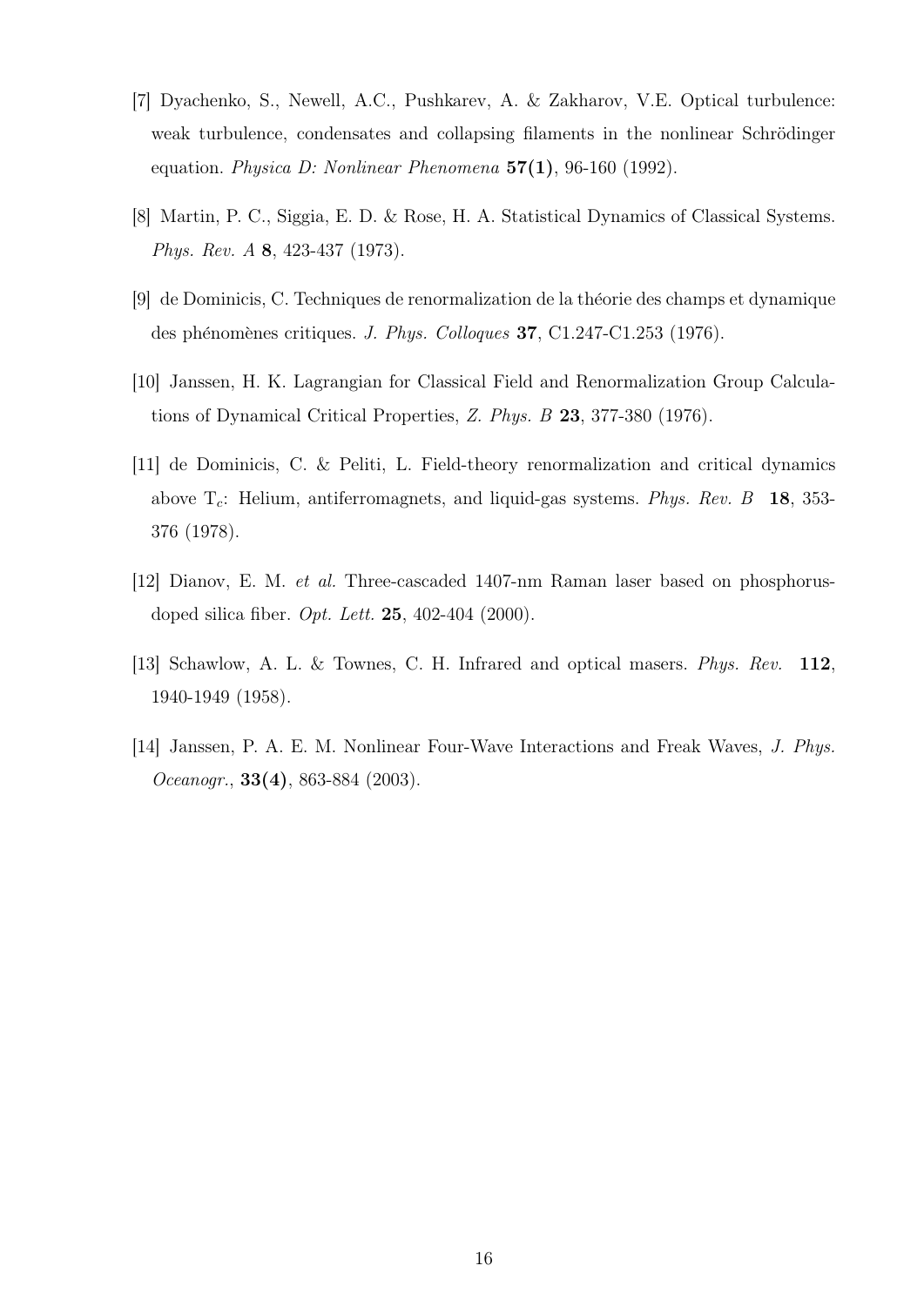[7] Dyachenko, S., Newell, A.C., Pushkarev, A. & Zakharov, V.E. Optical turbulence: weak turbulence, condensates and collapsing filaments in the nonlinear Schrödinger equation. *Physica D: Nonlinear Phenomena* **57(1)**, 96-160 (1992).

[8] Martin, P. C., Siggia, E. D. & Rose, H. A. Statistical Dynamics of Classical Systems. *Phys. Rev. A* **8**, 423-437 (1973).

[9] de Dominicis, C. Techniques de renormalization de la théorie des champs et dynamique des phénomènes critiques. *J. Phys. Colloques* **37**, C1.247-C1.253 (1976).

[10] Janssen, H. K. Lagrangian for Classical Field and Renormalization Group Calculations of Dynamical Critical Properties, *Z. Phys. B* **23**, 377-380 (1976).

[11] de Dominicis, C. & Peliti, L. Field-theory renormalization and critical dynamics above $T_c$: Helium, antiferromagnets, and liquid-gas systems. *Phys. Rev. B* **18**, 353-376 (1978).

[12] Dianov, E. M. *et al.* Three-cascaded 1407-nm Raman laser based on phosphorus-doped silica fiber. *Opt. Lett.* **25**, 402-404 (2000).

[13] Schawlow, A. L. & Townes, C. H. Infrared and optical masers. *Phys. Rev.* **112**, 1940-1949 (1958).

[14] Janssen, P. A. E. M. Nonlinear Four-Wave Interactions and Freak Waves, *J. Phys. Oceanogr.*, **33(4)**, 863-884 (2003).